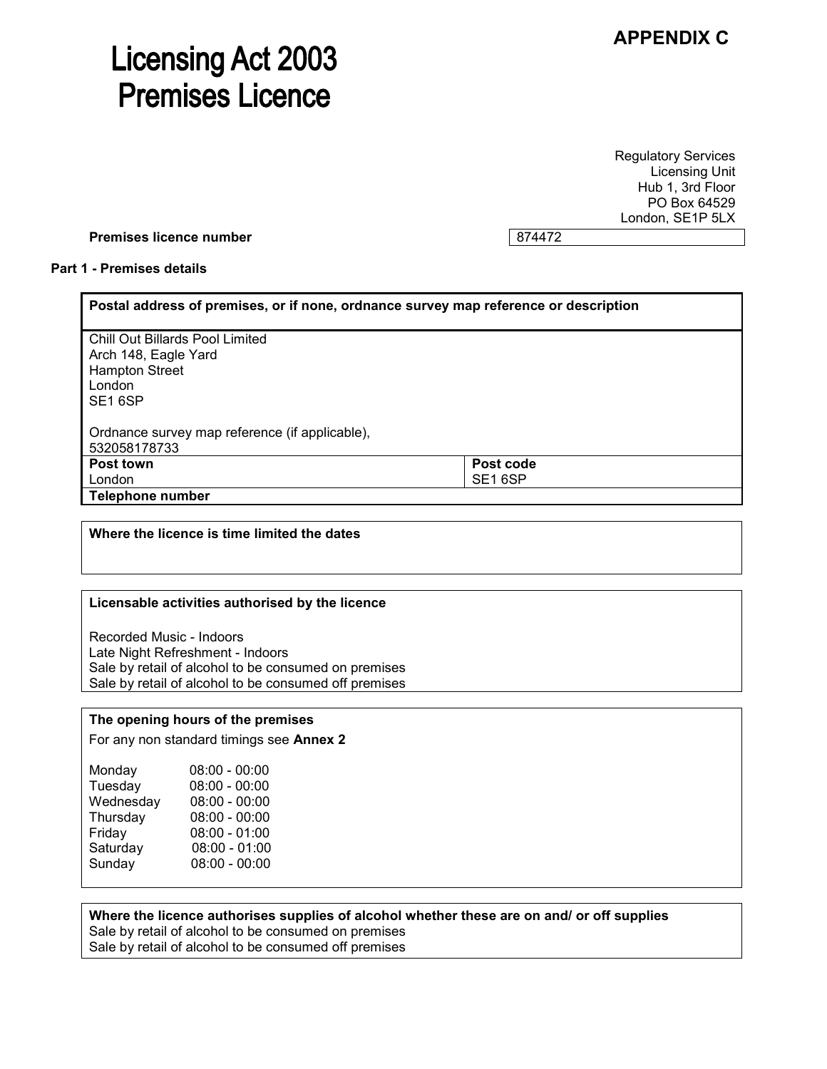**APPENDIX C**

# Licensing Act 2003
# Premises Licence

Regulatory Services
Licensing Unit
Hub 1, 3rd Floor
PO Box 64529
London, SE1P 5LX

**Premises licence number** 874472

**Part 1 - Premises details**

| **Postal address of premises, or if none, ordnance survey map reference or description** | |
|---|---|
| Chill Out Billards Pool Limited<br>Arch 148, Eagle Yard<br>Hampton Street<br>London<br>SE1 6SP<br><br>Ordnance survey map reference (if applicable),<br>532058178733 | |
| **Post town**<br>London | **Post code**<br>SE1 6SP |
| **Telephone number** | |

**Where the licence is time limited the dates**

**Licensable activities authorised by the licence**

Recorded Music - Indoors
Late Night Refreshment - Indoors
Sale by retail of alcohol to be consumed on premises
Sale by retail of alcohol to be consumed off premises

**The opening hours of the premises**

For any non standard timings see **Annex 2**

| | |
|---|---|
| Monday | 08:00 - 00:00 |
| Tuesday | 08:00 - 00:00 |
| Wednesday | 08:00 - 00:00 |
| Thursday | 08:00 - 00:00 |
| Friday | 08:00 - 01:00 |
| Saturday | 08:00 - 01:00 |
| Sunday | 08:00 - 00:00 |

**Where the licence authorises supplies of alcohol whether these are on and/ or off supplies**

Sale by retail of alcohol to be consumed on premises
Sale by retail of alcohol to be consumed off premises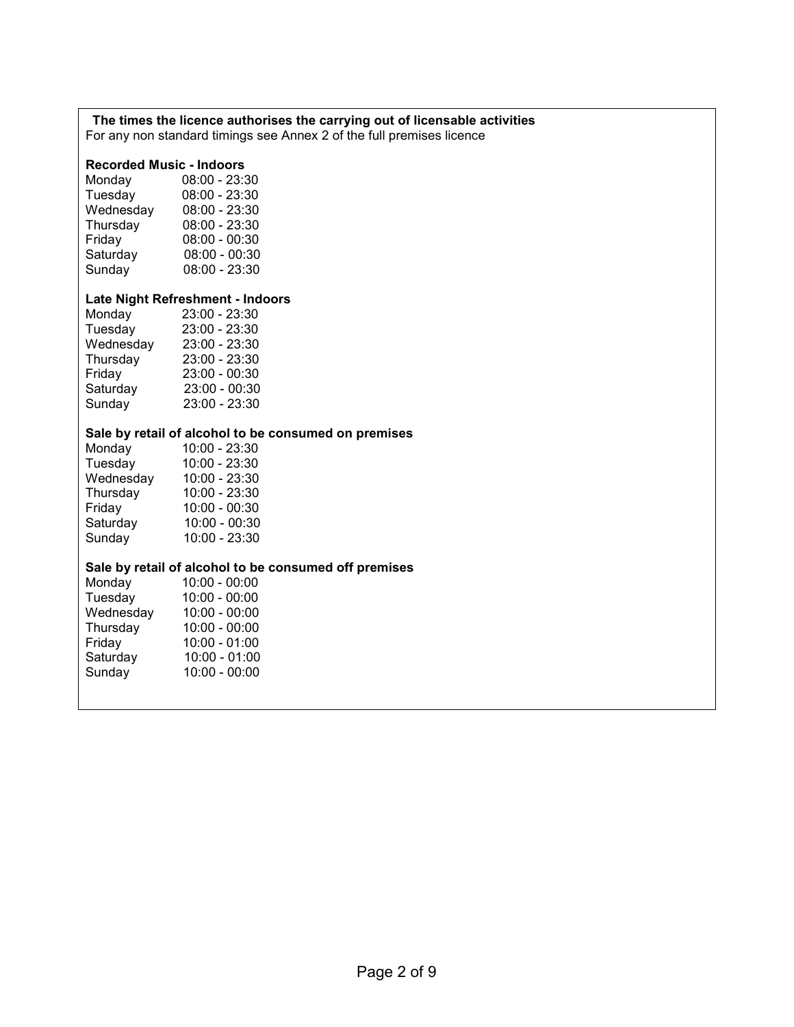**The times the licence authorises the carrying out of licensable activities**
For any non standard timings see Annex 2 of the full premises licence

**Recorded Music - Indoors**

| | |
|---|---|
| Monday | 08:00 - 23:30 |
| Tuesday | 08:00 - 23:30 |
| Wednesday | 08:00 - 23:30 |
| Thursday | 08:00 - 23:30 |
| Friday | 08:00 - 00:30 |
| Saturday | 08:00 - 00:30 |
| Sunday | 08:00 - 23:30 |

**Late Night Refreshment - Indoors**

| | |
|---|---|
| Monday | 23:00 - 23:30 |
| Tuesday | 23:00 - 23:30 |
| Wednesday | 23:00 - 23:30 |
| Thursday | 23:00 - 23:30 |
| Friday | 23:00 - 00:30 |
| Saturday | 23:00 - 00:30 |
| Sunday | 23:00 - 23:30 |

**Sale by retail of alcohol to be consumed on premises**

| | |
|---|---|
| Monday | 10:00 - 23:30 |
| Tuesday | 10:00 - 23:30 |
| Wednesday | 10:00 - 23:30 |
| Thursday | 10:00 - 23:30 |
| Friday | 10:00 - 00:30 |
| Saturday | 10:00 - 00:30 |
| Sunday | 10:00 - 23:30 |

**Sale by retail of alcohol to be consumed off premises**

| | |
|---|---|
| Monday | 10:00 - 00:00 |
| Tuesday | 10:00 - 00:00 |
| Wednesday | 10:00 - 00:00 |
| Thursday | 10:00 - 00:00 |
| Friday | 10:00 - 01:00 |
| Saturday | 10:00 - 01:00 |
| Sunday | 10:00 - 00:00 |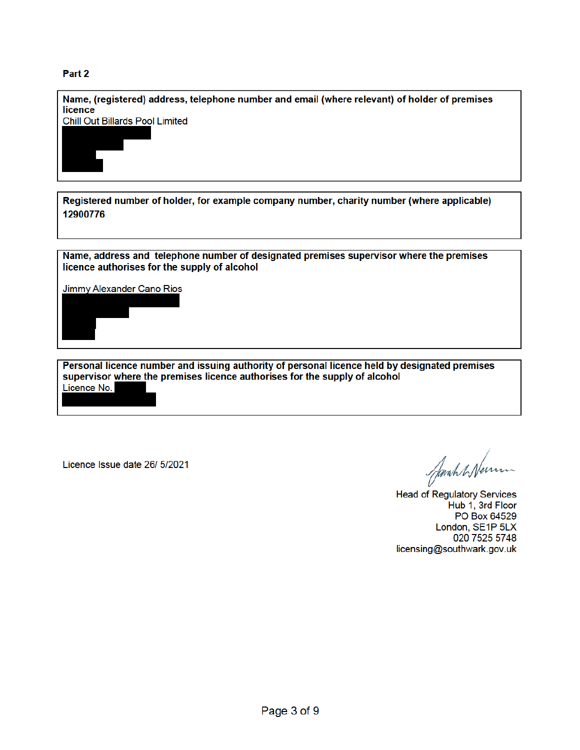**Part 2**

**Name, (registered) address, telephone number and email (where relevant) of holder of premises licence**

Chill Out Billards Pool Limited

**Registered number of holder, for example company number, charity number (where applicable)**

**12900776**

**Name, address and telephone number of designated premises supervisor where the premises licence authorises for the supply of alcohol**

Jimmy Alexander Cano Rios

**Personal licence number and issuing authority of personal licence held by designated premises supervisor where the premises licence authorises for the supply of alcohol**

Licence No.

Licence Issue date 26/ 5/2021

Head of Regulatory Services
Hub 1, 3rd Floor
PO Box 64529
London, SE1P 5LX
020 7525 5748
licensing@southwark.gov.uk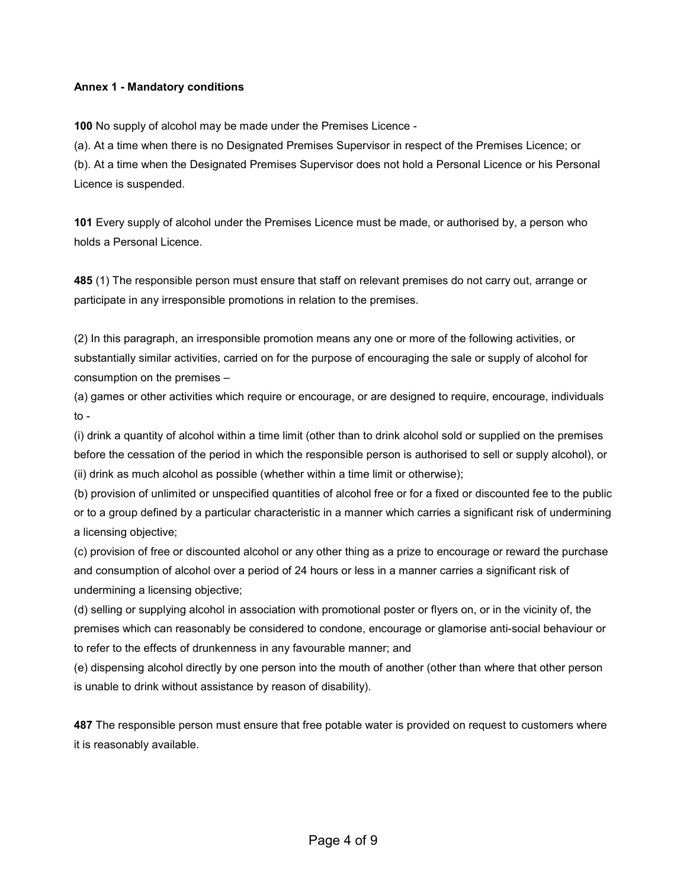**Annex 1 - Mandatory conditions**

**100** No supply of alcohol may be made under the Premises Licence -

(a). At a time when there is no Designated Premises Supervisor in respect of the Premises Licence; or

(b). At a time when the Designated Premises Supervisor does not hold a Personal Licence or his Personal Licence is suspended.

**101** Every supply of alcohol under the Premises Licence must be made, or authorised by, a person who holds a Personal Licence.

**485** (1) The responsible person must ensure that staff on relevant premises do not carry out, arrange or participate in any irresponsible promotions in relation to the premises.

(2) In this paragraph, an irresponsible promotion means any one or more of the following activities, or substantially similar activities, carried on for the purpose of encouraging the sale or supply of alcohol for consumption on the premises –

(a) games or other activities which require or encourage, or are designed to require, encourage, individuals to -

(i) drink a quantity of alcohol within a time limit (other than to drink alcohol sold or supplied on the premises before the cessation of the period in which the responsible person is authorised to sell or supply alcohol), or

(ii) drink as much alcohol as possible (whether within a time limit or otherwise);

(b) provision of unlimited or unspecified quantities of alcohol free or for a fixed or discounted fee to the public or to a group defined by a particular characteristic in a manner which carries a significant risk of undermining a licensing objective;

(c) provision of free or discounted alcohol or any other thing as a prize to encourage or reward the purchase and consumption of alcohol over a period of 24 hours or less in a manner carries a significant risk of undermining a licensing objective;

(d) selling or supplying alcohol in association with promotional poster or flyers on, or in the vicinity of, the premises which can reasonably be considered to condone, encourage or glamorise anti-social behaviour or to refer to the effects of drunkenness in any favourable manner; and

(e) dispensing alcohol directly by one person into the mouth of another (other than where that other person is unable to drink without assistance by reason of disability).

**487** The responsible person must ensure that free potable water is provided on request to customers where it is reasonably available.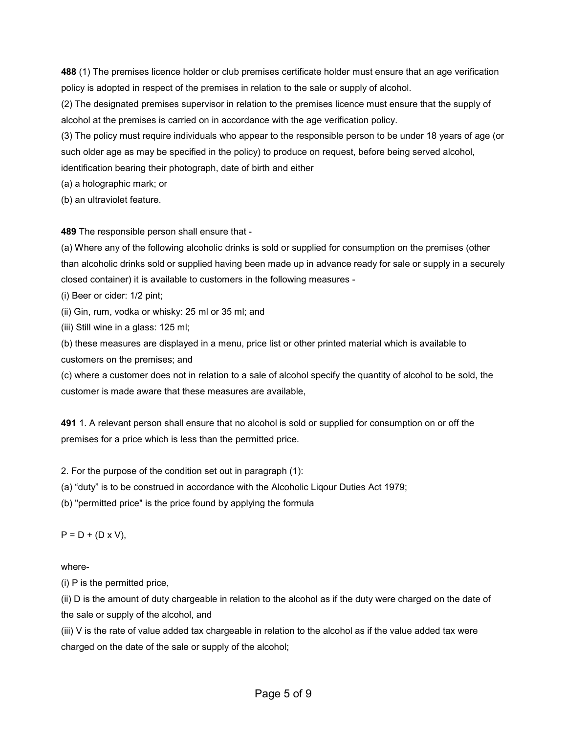**488** (1) The premises licence holder or club premises certificate holder must ensure that an age verification policy is adopted in respect of the premises in relation to the sale or supply of alcohol.

(2) The designated premises supervisor in relation to the premises licence must ensure that the supply of alcohol at the premises is carried on in accordance with the age verification policy.

(3) The policy must require individuals who appear to the responsible person to be under 18 years of age (or such older age as may be specified in the policy) to produce on request, before being served alcohol, identification bearing their photograph, date of birth and either

(a) a holographic mark; or

(b) an ultraviolet feature.

**489** The responsible person shall ensure that -

(a) Where any of the following alcoholic drinks is sold or supplied for consumption on the premises (other than alcoholic drinks sold or supplied having been made up in advance ready for sale or supply in a securely closed container) it is available to customers in the following measures -

(i) Beer or cider: 1/2 pint;

(ii) Gin, rum, vodka or whisky: 25 ml or 35 ml; and

(iii) Still wine in a glass: 125 ml;

(b) these measures are displayed in a menu, price list or other printed material which is available to customers on the premises; and

(c) where a customer does not in relation to a sale of alcohol specify the quantity of alcohol to be sold, the customer is made aware that these measures are available,

**491** 1. A relevant person shall ensure that no alcohol is sold or supplied for consumption on or off the premises for a price which is less than the permitted price.

2. For the purpose of the condition set out in paragraph (1):

(a) “duty” is to be construed in accordance with the Alcoholic Liqour Duties Act 1979;

(b) "permitted price" is the price found by applying the formula

$$P = D + (D \times V),$$

where-

(i) P is the permitted price,

(ii) D is the amount of duty chargeable in relation to the alcohol as if the duty were charged on the date of the sale or supply of the alcohol, and

(iii) V is the rate of value added tax chargeable in relation to the alcohol as if the value added tax were charged on the date of the sale or supply of the alcohol;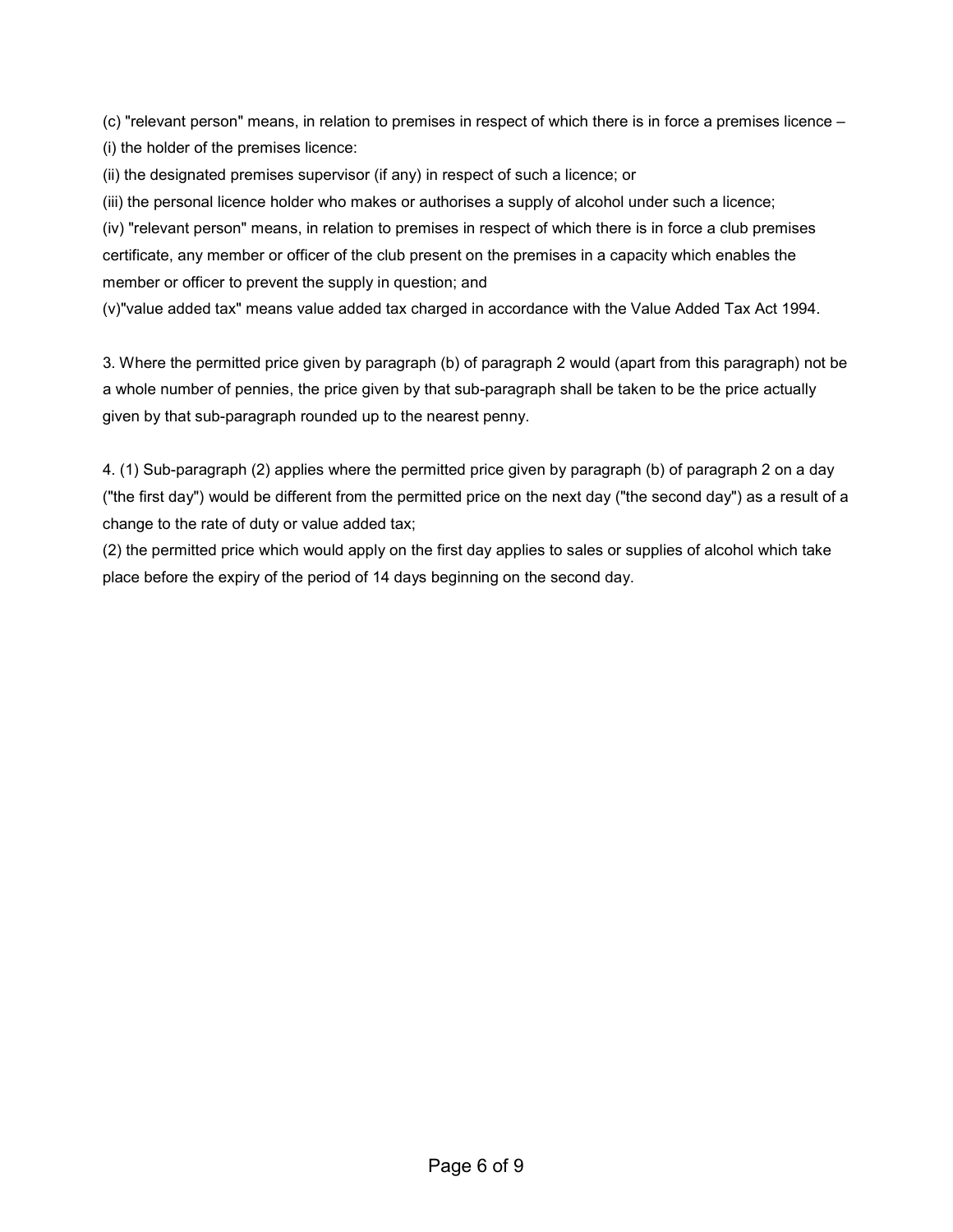(c) "relevant person" means, in relation to premises in respect of which there is in force a premises licence –

(i) the holder of the premises licence:

(ii) the designated premises supervisor (if any) in respect of such a licence; or

(iii) the personal licence holder who makes or authorises a supply of alcohol under such a licence;

(iv) "relevant person" means, in relation to premises in respect of which there is in force a club premises certificate, any member or officer of the club present on the premises in a capacity which enables the member or officer to prevent the supply in question; and

(v)"value added tax" means value added tax charged in accordance with the Value Added Tax Act 1994.

3. Where the permitted price given by paragraph (b) of paragraph 2 would (apart from this paragraph) not be a whole number of pennies, the price given by that sub-paragraph shall be taken to be the price actually given by that sub-paragraph rounded up to the nearest penny.

4. (1) Sub-paragraph (2) applies where the permitted price given by paragraph (b) of paragraph 2 on a day ("the first day") would be different from the permitted price on the next day ("the second day") as a result of a change to the rate of duty or value added tax;

(2) the permitted price which would apply on the first day applies to sales or supplies of alcohol which take place before the expiry of the period of 14 days beginning on the second day.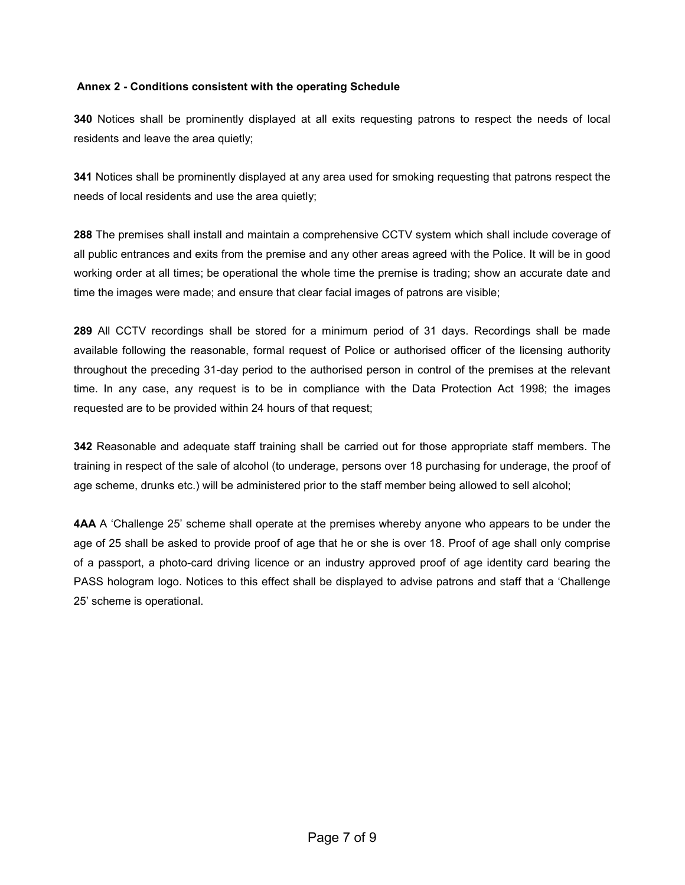## Annex 2 - Conditions consistent with the operating Schedule

**340** Notices shall be prominently displayed at all exits requesting patrons to respect the needs of local residents and leave the area quietly;

**341** Notices shall be prominently displayed at any area used for smoking requesting that patrons respect the needs of local residents and use the area quietly;

**288** The premises shall install and maintain a comprehensive CCTV system which shall include coverage of all public entrances and exits from the premise and any other areas agreed with the Police. It will be in good working order at all times; be operational the whole time the premise is trading; show an accurate date and time the images were made; and ensure that clear facial images of patrons are visible;

**289** All CCTV recordings shall be stored for a minimum period of 31 days. Recordings shall be made available following the reasonable, formal request of Police or authorised officer of the licensing authority throughout the preceding 31-day period to the authorised person in control of the premises at the relevant time. In any case, any request is to be in compliance with the Data Protection Act 1998; the images requested are to be provided within 24 hours of that request;

**342** Reasonable and adequate staff training shall be carried out for those appropriate staff members. The training in respect of the sale of alcohol (to underage, persons over 18 purchasing for underage, the proof of age scheme, drunks etc.) will be administered prior to the staff member being allowed to sell alcohol;

**4AA** A 'Challenge 25' scheme shall operate at the premises whereby anyone who appears to be under the age of 25 shall be asked to provide proof of age that he or she is over 18. Proof of age shall only comprise of a passport, a photo-card driving licence or an industry approved proof of age identity card bearing the PASS hologram logo. Notices to this effect shall be displayed to advise patrons and staff that a 'Challenge 25' scheme is operational.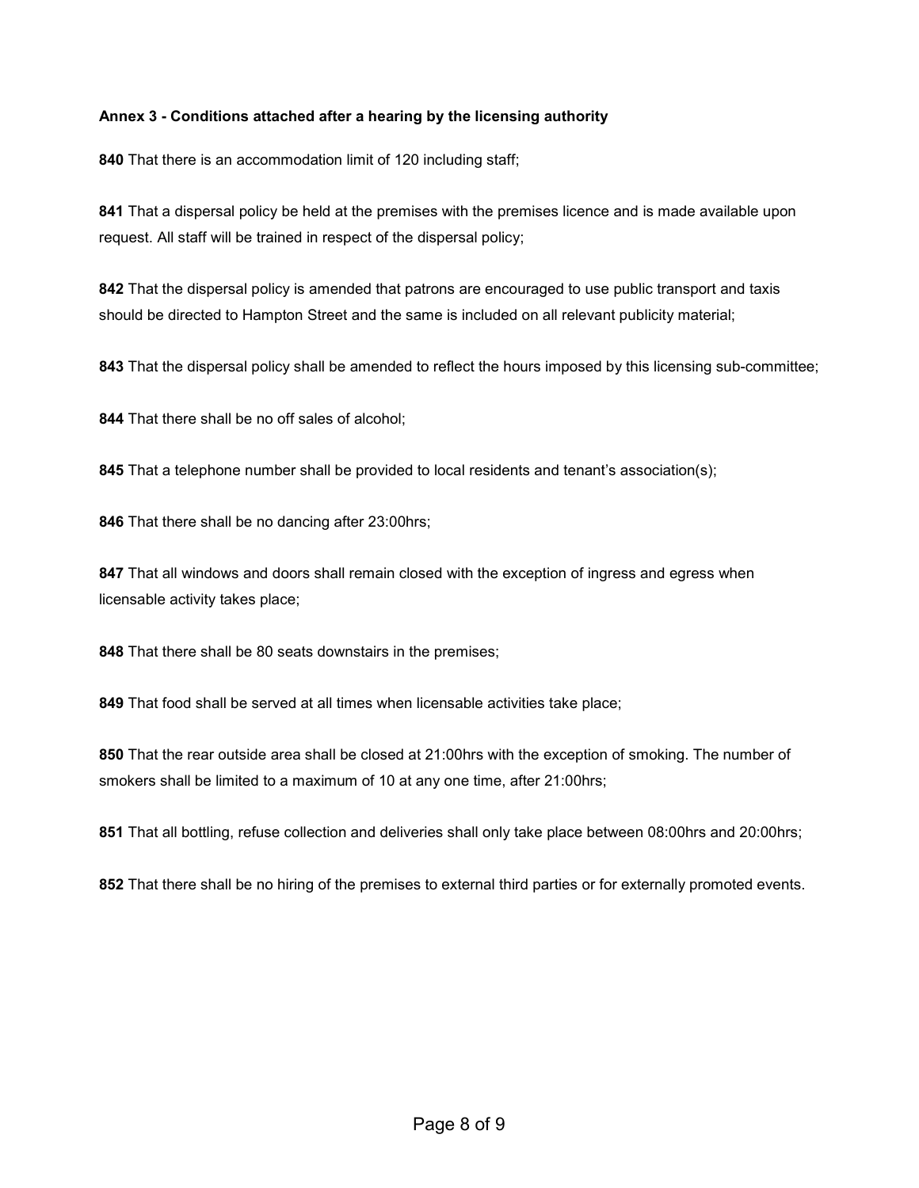**Annex 3 - Conditions attached after a hearing by the licensing authority**

**840** That there is an accommodation limit of 120 including staff;

**841** That a dispersal policy be held at the premises with the premises licence and is made available upon request. All staff will be trained in respect of the dispersal policy;

**842** That the dispersal policy is amended that patrons are encouraged to use public transport and taxis should be directed to Hampton Street and the same is included on all relevant publicity material;

**843** That the dispersal policy shall be amended to reflect the hours imposed by this licensing sub-committee;

**844** That there shall be no off sales of alcohol;

**845** That a telephone number shall be provided to local residents and tenant's association(s);

**846** That there shall be no dancing after 23:00hrs;

**847** That all windows and doors shall remain closed with the exception of ingress and egress when licensable activity takes place;

**848** That there shall be 80 seats downstairs in the premises;

**849** That food shall be served at all times when licensable activities take place;

**850** That the rear outside area shall be closed at 21:00hrs with the exception of smoking. The number of smokers shall be limited to a maximum of 10 at any one time, after 21:00hrs;

**851** That all bottling, refuse collection and deliveries shall only take place between 08:00hrs and 20:00hrs;

**852** That there shall be no hiring of the premises to external third parties or for externally promoted events.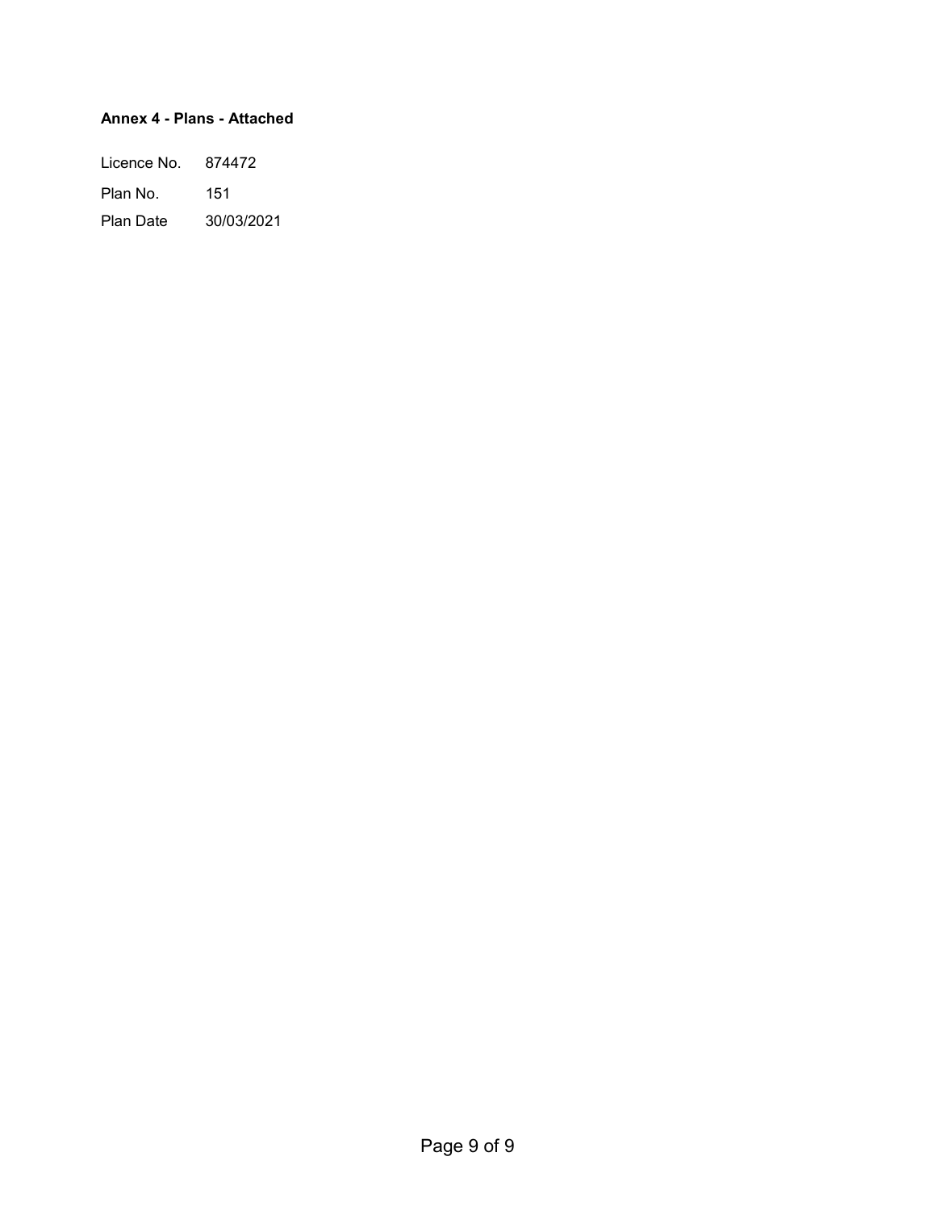**Annex 4 - Plans - Attached**

| | |
|---|---|
| Licence No. | 874472 |
| Plan No. | 151 |
| Plan Date | 30/03/2021 |